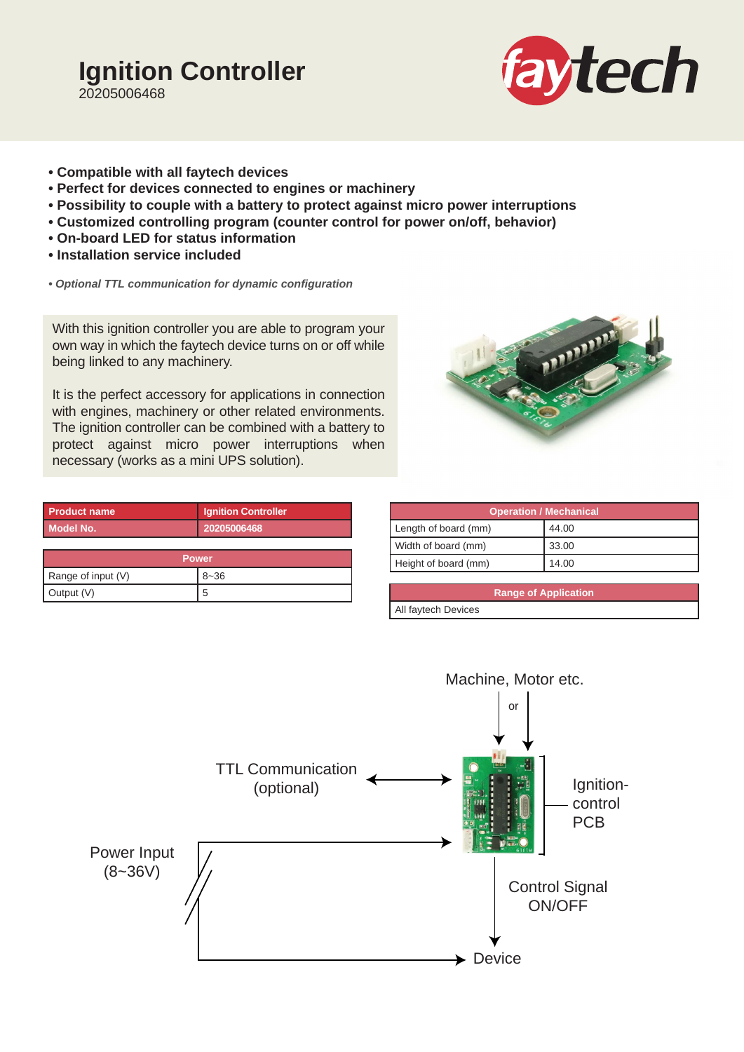# Ignition Controller

20205006468

- **Compatible with all faytech devices**
- **Perfect for devices connected to engines or machinery**
- **Possibility to couple with a battery to protect against micro power interruptions**
- **Customized controlling program (counter control for power on/off, behavior)**
- **On-board LED for status information**
- **Installation service included**

*• Optional TTL communication for dynamic configuration*

With this ignition controller you are able to program your own way in which the faytech device turns on or off while being linked to any machinery.

It is the perfect accessory for applications in connection with engines, machinery or other related environments. The ignition controller can be combined with a battery to protect against micro power interruptions when necessary (works as a mini UPS solution).

| Product name | Ignition Controller |
|---|---|
| Model No. | 20205006468 |

| Power | |
|---|---|
| Range of input (V) | 8~36 |
| Output (V) | 5 |

| Operation / Mechanical | |
|---|---|
| Length of board (mm) | 44.00 |
| Width of board (mm) | 33.00 |
| Height of board (mm) | 14.00 |

| Range of Application |
|---|
| All faytech Devices |

Machine, Motor etc.

or

TTL Communication (optional)

Ignition-control PCB

Power Input (8~36V)

Control Signal ON/OFF

Device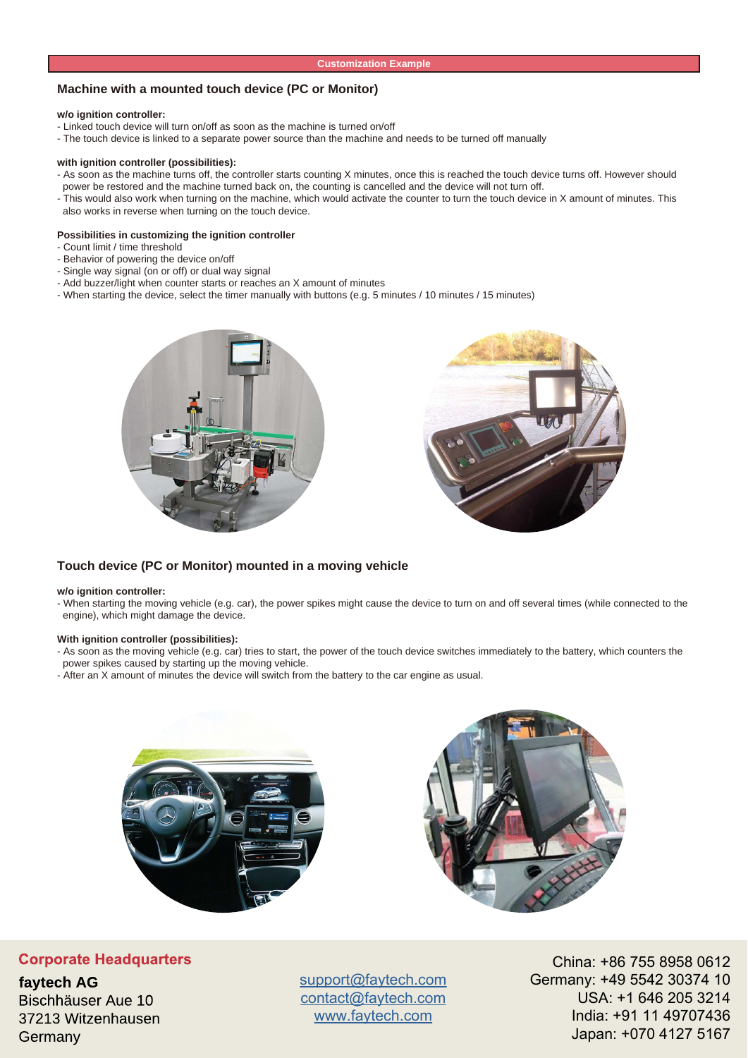Customization Example

### Machine with a mounted touch device (PC or Monitor)

**w/o ignition controller:**

- Linked touch device will turn on/off as soon as the machine is turned on/off
- The touch device is linked to a separate power source than the machine and needs to be turned off manually

**with ignition controller (possibilities):**

- As soon as the machine turns off, the controller starts counting X minutes, once this is reached the touch device turns off. However should power be restored and the machine turned back on, the counting is cancelled and the device will not turn off.
- This would also work when turning on the machine, which would activate the counter to turn the touch device in X amount of minutes. This also works in reverse when turning on the touch device.

**Possibilities in customizing the ignition controller**

- Count limit / time threshold
- Behavior of powering the device on/off
- Single way signal (on or off) or dual way signal
- Add buzzer/light when counter starts or reaches an X amount of minutes
- When starting the device, select the timer manually with buttons (e.g. 5 minutes / 10 minutes / 15 minutes)

### Touch device (PC or Monitor) mounted in a moving vehicle

**w/o ignition controller:**

- When starting the moving vehicle (e.g. car), the power spikes might cause the device to turn on and off several times (while connected to the engine), which might damage the device.

**With ignition controller (possibilities):**

- As soon as the moving vehicle (e.g. car) tries to start, the power of the touch device switches immediately to the battery, which counters the power spikes caused by starting up the moving vehicle.
- After an X amount of minutes the device will switch from the battery to the car engine as usual.

**Corporate Headquarters**

**faytech AG**
Bischhäuser Aue 10
37213 Witzenhausen
Germany

support@faytech.com
contact@faytech.com
www.faytech.com

China: +86 755 8958 0612
Germany: +49 5542 30374 10
USA: +1 646 205 3214
India: +91 11 49707436
Japan: +070 4127 5167